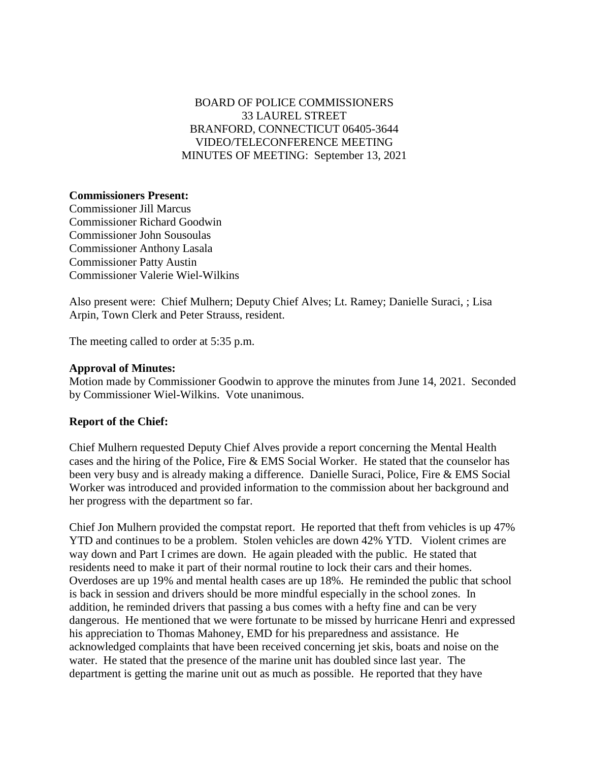BOARD OF POLICE COMMISSIONERS
33 LAUREL STREET
BRANFORD, CONNECTICUT 06405-3644
VIDEO/TELECONFERENCE MEETING
MINUTES OF MEETING: September 13, 2021

**Commissioners Present:**
Commissioner Jill Marcus
Commissioner Richard Goodwin
Commissioner John Sousoulas
Commissioner Anthony Lasala
Commissioner Patty Austin
Commissioner Valerie Wiel-Wilkins

Also present were: Chief Mulhern; Deputy Chief Alves; Lt. Ramey; Danielle Suraci, ; Lisa Arpin, Town Clerk and Peter Strauss, resident.

The meeting called to order at 5:35 p.m.

**Approval of Minutes:**
Motion made by Commissioner Goodwin to approve the minutes from June 14, 2021. Seconded by Commissioner Wiel-Wilkins. Vote unanimous.

**Report of the Chief:**

Chief Mulhern requested Deputy Chief Alves provide a report concerning the Mental Health cases and the hiring of the Police, Fire & EMS Social Worker. He stated that the counselor has been very busy and is already making a difference. Danielle Suraci, Police, Fire & EMS Social Worker was introduced and provided information to the commission about her background and her progress with the department so far.

Chief Jon Mulhern provided the compstat report. He reported that theft from vehicles is up 47% YTD and continues to be a problem. Stolen vehicles are down 42% YTD. Violent crimes are way down and Part I crimes are down. He again pleaded with the public. He stated that residents need to make it part of their normal routine to lock their cars and their homes. Overdoses are up 19% and mental health cases are up 18%. He reminded the public that school is back in session and drivers should be more mindful especially in the school zones. In addition, he reminded drivers that passing a bus comes with a hefty fine and can be very dangerous. He mentioned that we were fortunate to be missed by hurricane Henri and expressed his appreciation to Thomas Mahoney, EMD for his preparedness and assistance. He acknowledged complaints that have been received concerning jet skis, boats and noise on the water. He stated that the presence of the marine unit has doubled since last year. The department is getting the marine unit out as much as possible. He reported that they have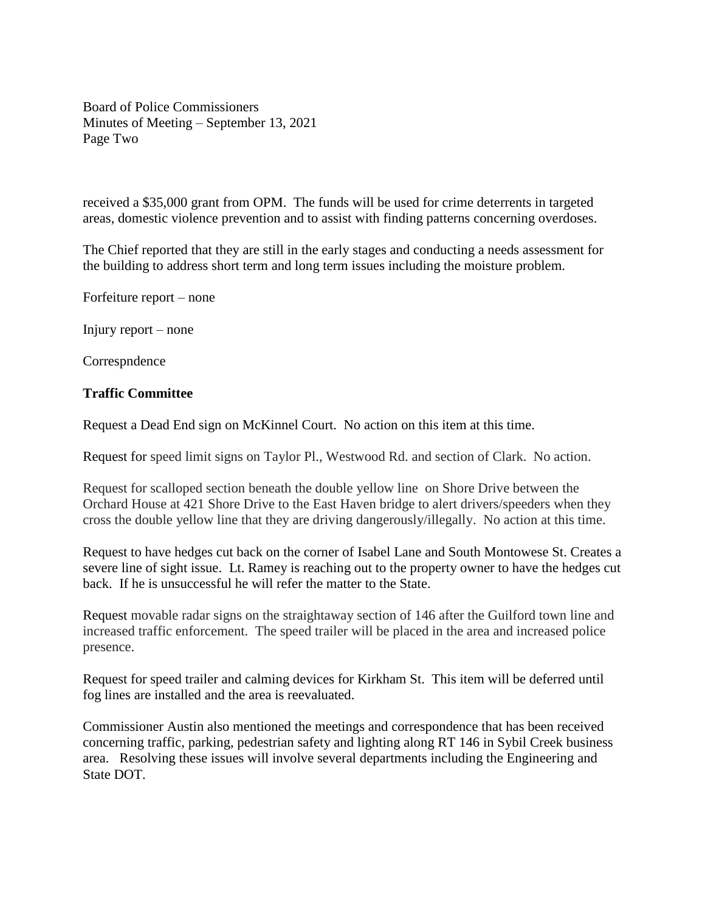received a $35,000 grant from OPM. The funds will be used for crime deterrents in targeted areas, domestic violence prevention and to assist with finding patterns concerning overdoses.

The Chief reported that they are still in the early stages and conducting a needs assessment for the building to address short term and long term issues including the moisture problem.

Forfeiture report – none

Injury report – none

Correspndence

**Traffic Committee**

Request a Dead End sign on McKinnel Court. No action on this item at this time.

Request for speed limit signs on Taylor Pl., Westwood Rd. and section of Clark. No action.

Request for scalloped section beneath the double yellow line on Shore Drive between the Orchard House at 421 Shore Drive to the East Haven bridge to alert drivers/speeders when they cross the double yellow line that they are driving dangerously/illegally. No action at this time.

Request to have hedges cut back on the corner of Isabel Lane and South Montowese St. Creates a severe line of sight issue. Lt. Ramey is reaching out to the property owner to have the hedges cut back. If he is unsuccessful he will refer the matter to the State.

Request movable radar signs on the straightaway section of 146 after the Guilford town line and increased traffic enforcement. The speed trailer will be placed in the area and increased police presence.

Request for speed trailer and calming devices for Kirkham St. This item will be deferred until fog lines are installed and the area is reevaluated.

Commissioner Austin also mentioned the meetings and correspondence that has been received concerning traffic, parking, pedestrian safety and lighting along RT 146 in Sybil Creek business area. Resolving these issues will involve several departments including the Engineering and State DOT.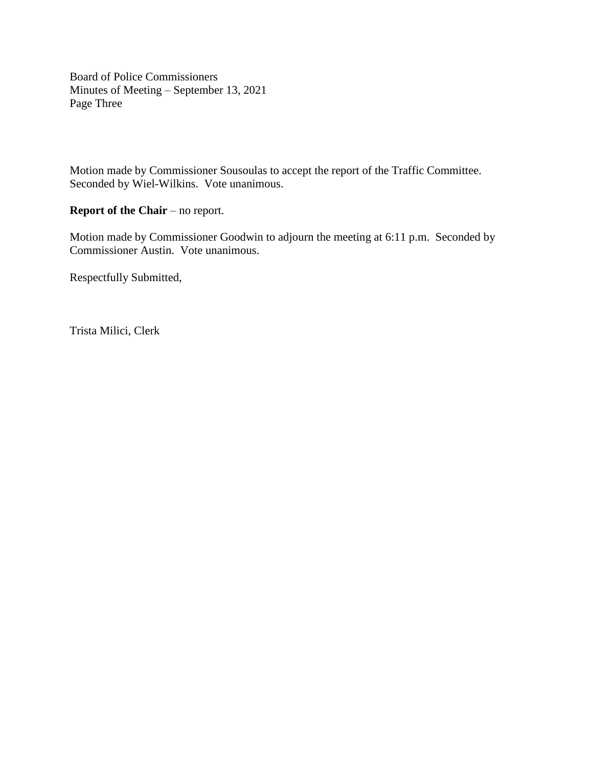Motion made by Commissioner Sousoulas to accept the report of the Traffic Committee. Seconded by Wiel-Wilkins. Vote unanimous.

**Report of the Chair** – no report.

Motion made by Commissioner Goodwin to adjourn the meeting at 6:11 p.m. Seconded by Commissioner Austin. Vote unanimous.

Respectfully Submitted,

Trista Milici, Clerk